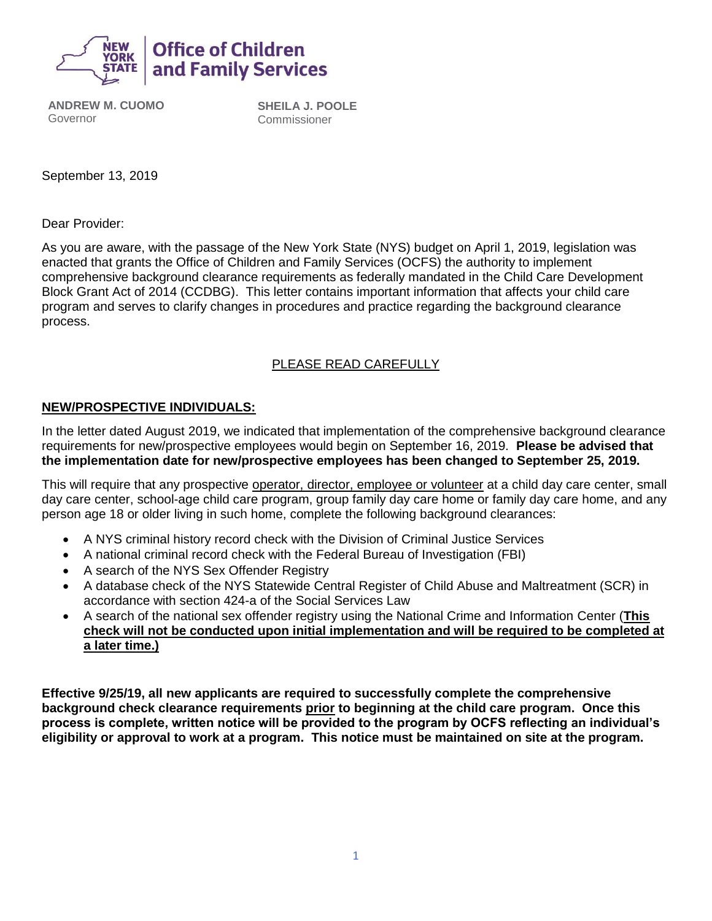**New York State | Office of Children and Family Services**

**ANDREW M. CUOMO**
Governor

**SHEILA J. POOLE**
Commissioner

September 13, 2019

Dear Provider:

As you are aware, with the passage of the New York State (NYS) budget on April 1, 2019, legislation was enacted that grants the Office of Children and Family Services (OCFS) the authority to implement comprehensive background clearance requirements as federally mandated in the Child Care Development Block Grant Act of 2014 (CCDBG). This letter contains important information that affects your child care program and serves to clarify changes in procedures and practice regarding the background clearance process.

<u>PLEASE READ CAREFULLY</u>

## <u>NEW/PROSPECTIVE INDIVIDUALS:</u>

In the letter dated August 2019, we indicated that implementation of the comprehensive background clearance requirements for new/prospective employees would begin on September 16, 2019. **Please be advised that the implementation date for new/prospective employees has been changed to September 25, 2019.**

This will require that any prospective <u>operator, director, employee or volunteer</u> at a child day care center, small day care center, school-age child care program, group family day care home or family day care home, and any person age 18 or older living in such home, complete the following background clearances:

- A NYS criminal history record check with the Division of Criminal Justice Services
- A national criminal record check with the Federal Bureau of Investigation (FBI)
- A search of the NYS Sex Offender Registry
- A database check of the NYS Statewide Central Register of Child Abuse and Maltreatment (SCR) in accordance with section 424-a of the Social Services Law
- A search of the national sex offender registry using the National Crime and Information Center (**<u>This check will not be conducted upon initial implementation and will be required to be completed at a later time.)</u>**

**Effective 9/25/19, all new applicants are required to successfully complete the comprehensive background check clearance requirements <u>prior</u> to beginning at the child care program. Once this process is complete, written notice will be provided to the program by OCFS reflecting an individual's eligibility or approval to work at a program. This notice must be maintained on site at the program.**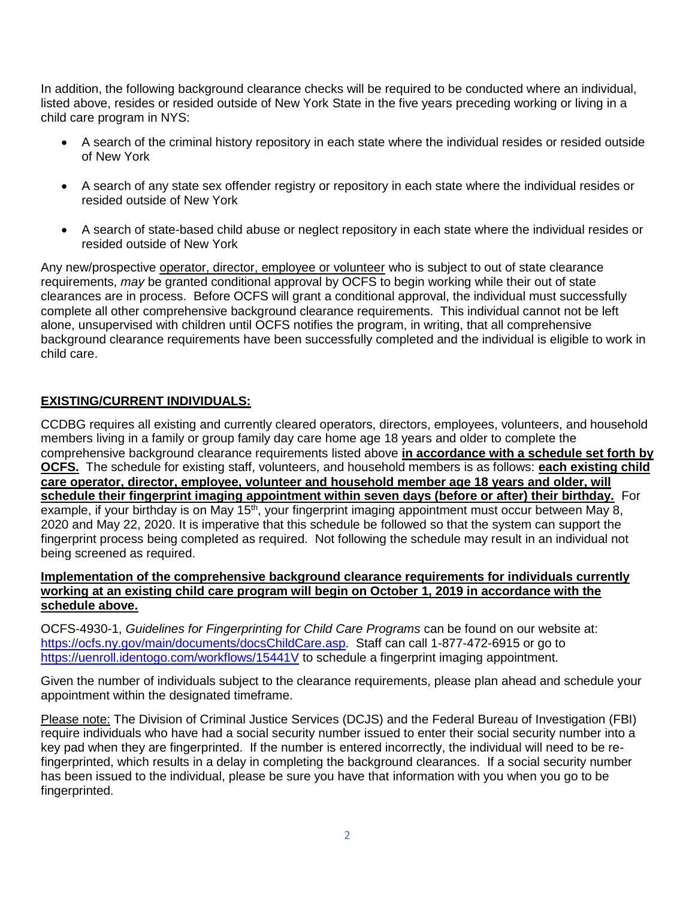In addition, the following background clearance checks will be required to be conducted where an individual, listed above, resides or resided outside of New York State in the five years preceding working or living in a child care program in NYS:

- A search of the criminal history repository in each state where the individual resides or resided outside of New York
- A search of any state sex offender registry or repository in each state where the individual resides or resided outside of New York
- A search of state-based child abuse or neglect repository in each state where the individual resides or resided outside of New York

Any new/prospective <u>operator, director, employee or volunteer</u> who is subject to out of state clearance requirements, *may* be granted conditional approval by OCFS to begin working while their out of state clearances are in process. Before OCFS will grant a conditional approval, the individual must successfully complete all other comprehensive background clearance requirements. This individual cannot not be left alone, unsupervised with children until OCFS notifies the program, in writing, that all comprehensive background clearance requirements have been successfully completed and the individual is eligible to work in child care.

**<u>EXISTING/CURRENT INDIVIDUALS:</u>**

CCDBG requires all existing and currently cleared operators, directors, employees, volunteers, and household members living in a family or group family day care home age 18 years and older to complete the comprehensive background clearance requirements listed above **<u>in accordance with a schedule set forth by OCFS.</u>** The schedule for existing staff, volunteers, and household members is as follows: **<u>each existing child care operator, director, employee, volunteer and household member age 18 years and older, will schedule their fingerprint imaging appointment within seven days (before or after) their birthday.</u>** For example, if your birthday is on May 15th, your fingerprint imaging appointment must occur between May 8, 2020 and May 22, 2020. It is imperative that this schedule be followed so that the system can support the fingerprint process being completed as required. Not following the schedule may result in an individual not being screened as required.

**<u>Implementation of the comprehensive background clearance requirements for individuals currently working at an existing child care program will begin on October 1, 2019 in accordance with the schedule above.</u>**

OCFS-4930-1, *Guidelines for Fingerprinting for Child Care Programs* can be found on our website at: https://ocfs.ny.gov/main/documents/docsChildCare.asp. Staff can call 1-877-472-6915 or go to https://uenroll.identogo.com/workflows/15441V to schedule a fingerprint imaging appointment.

Given the number of individuals subject to the clearance requirements, please plan ahead and schedule your appointment within the designated timeframe.

<u>Please note:</u> The Division of Criminal Justice Services (DCJS) and the Federal Bureau of Investigation (FBI) require individuals who have had a social security number issued to enter their social security number into a key pad when they are fingerprinted. If the number is entered incorrectly, the individual will need to be re-fingerprinted, which results in a delay in completing the background clearances. If a social security number has been issued to the individual, please be sure you have that information with you when you go to be fingerprinted.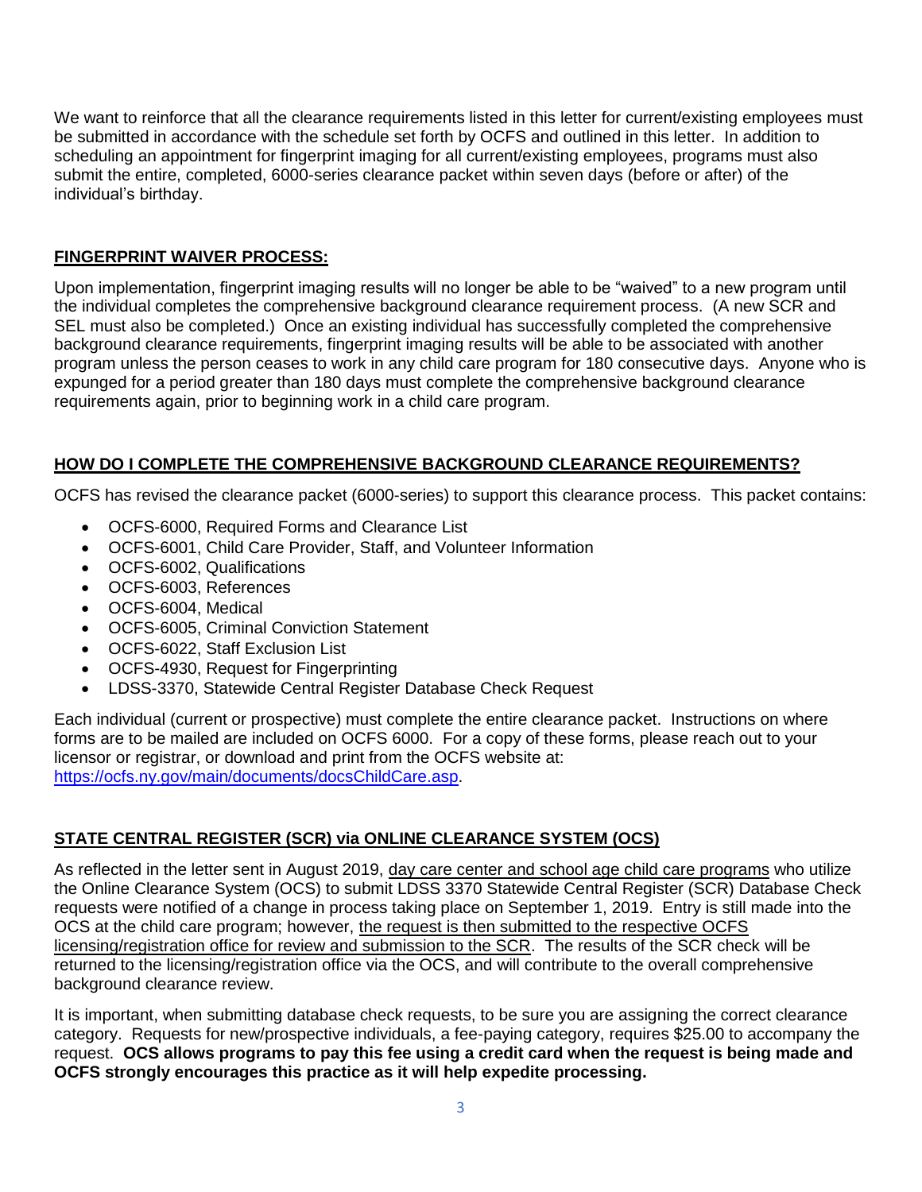We want to reinforce that all the clearance requirements listed in this letter for current/existing employees must be submitted in accordance with the schedule set forth by OCFS and outlined in this letter. In addition to scheduling an appointment for fingerprint imaging for all current/existing employees, programs must also submit the entire, completed, 6000-series clearance packet within seven days (before or after) of the individual's birthday.

## FINGERPRINT WAIVER PROCESS:

Upon implementation, fingerprint imaging results will no longer be able to be "waived" to a new program until the individual completes the comprehensive background clearance requirement process. (A new SCR and SEL must also be completed.) Once an existing individual has successfully completed the comprehensive background clearance requirements, fingerprint imaging results will be able to be associated with another program unless the person ceases to work in any child care program for 180 consecutive days. Anyone who is expunged for a period greater than 180 days must complete the comprehensive background clearance requirements again, prior to beginning work in a child care program.

## HOW DO I COMPLETE THE COMPREHENSIVE BACKGROUND CLEARANCE REQUIREMENTS?

OCFS has revised the clearance packet (6000-series) to support this clearance process. This packet contains:

- OCFS-6000, Required Forms and Clearance List
- OCFS-6001, Child Care Provider, Staff, and Volunteer Information
- OCFS-6002, Qualifications
- OCFS-6003, References
- OCFS-6004, Medical
- OCFS-6005, Criminal Conviction Statement
- OCFS-6022, Staff Exclusion List
- OCFS-4930, Request for Fingerprinting
- LDSS-3370, Statewide Central Register Database Check Request

Each individual (current or prospective) must complete the entire clearance packet. Instructions on where forms are to be mailed are included on OCFS 6000. For a copy of these forms, please reach out to your licensor or registrar, or download and print from the OCFS website at: https://ocfs.ny.gov/main/documents/docsChildCare.asp.

## STATE CENTRAL REGISTER (SCR) via ONLINE CLEARANCE SYSTEM (OCS)

As reflected in the letter sent in August 2019, day care center and school age child care programs who utilize the Online Clearance System (OCS) to submit LDSS 3370 Statewide Central Register (SCR) Database Check requests were notified of a change in process taking place on September 1, 2019. Entry is still made into the OCS at the child care program; however, the request is then submitted to the respective OCFS licensing/registration office for review and submission to the SCR. The results of the SCR check will be returned to the licensing/registration office via the OCS, and will contribute to the overall comprehensive background clearance review.

It is important, when submitting database check requests, to be sure you are assigning the correct clearance category. Requests for new/prospective individuals, a fee-paying category, requires $25.00 to accompany the request. **OCS allows programs to pay this fee using a credit card when the request is being made and OCFS strongly encourages this practice as it will help expedite processing.**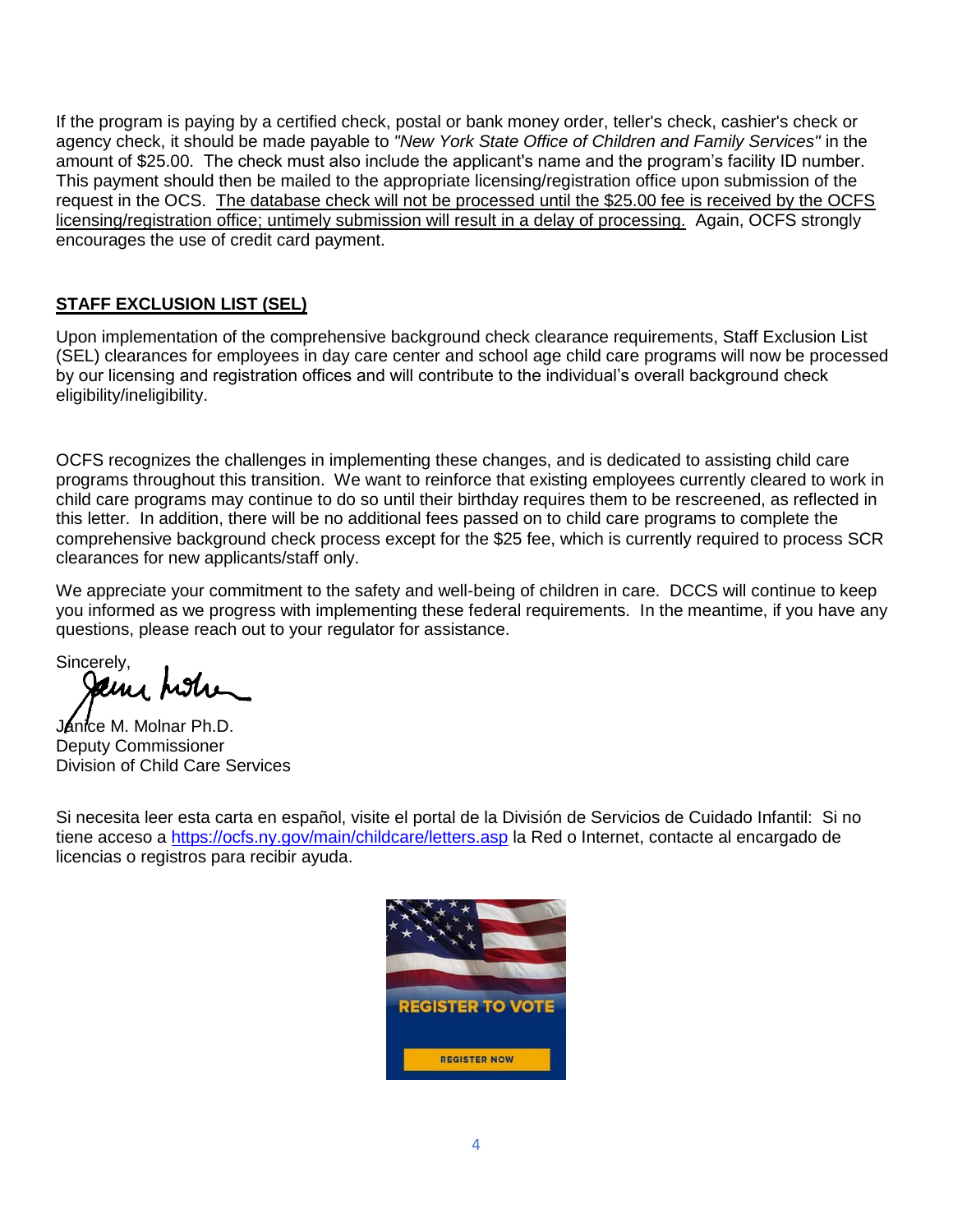If the program is paying by a certified check, postal or bank money order, teller's check, cashier's check or agency check, it should be made payable to *"New York State Office of Children and Family Services"* in the amount of $25.00. The check must also include the applicant's name and the program's facility ID number. This payment should then be mailed to the appropriate licensing/registration office upon submission of the request in the OCS. <u>The database check will not be processed until the $25.00 fee is received by the OCFS licensing/registration office; untimely submission will result in a delay of processing.</u> Again, OCFS strongly encourages the use of credit card payment.

## STAFF EXCLUSION LIST (SEL)

Upon implementation of the comprehensive background check clearance requirements, Staff Exclusion List (SEL) clearances for employees in day care center and school age child care programs will now be processed by our licensing and registration offices and will contribute to the individual's overall background check eligibility/ineligibility.

OCFS recognizes the challenges in implementing these changes, and is dedicated to assisting child care programs throughout this transition. We want to reinforce that existing employees currently cleared to work in child care programs may continue to do so until their birthday requires them to be rescreened, as reflected in this letter. In addition, there will be no additional fees passed on to child care programs to complete the comprehensive background check process except for the $25 fee, which is currently required to process SCR clearances for new applicants/staff only.

We appreciate your commitment to the safety and well-being of children in care. DCCS will continue to keep you informed as we progress with implementing these federal requirements. In the meantime, if you have any questions, please reach out to your regulator for assistance.

Sincerely,

Janice M. Molnar Ph.D.
Deputy Commissioner
Division of Child Care Services

Si necesita leer esta carta en español, visite el portal de la División de Servicios de Cuidado Infantil: Si no tiene acceso a https://ocfs.ny.gov/main/childcare/letters.asp la Red o Internet, contacte al encargado de licencias o registros para recibir ayuda.

REGISTER TO VOTE

REGISTER NOW